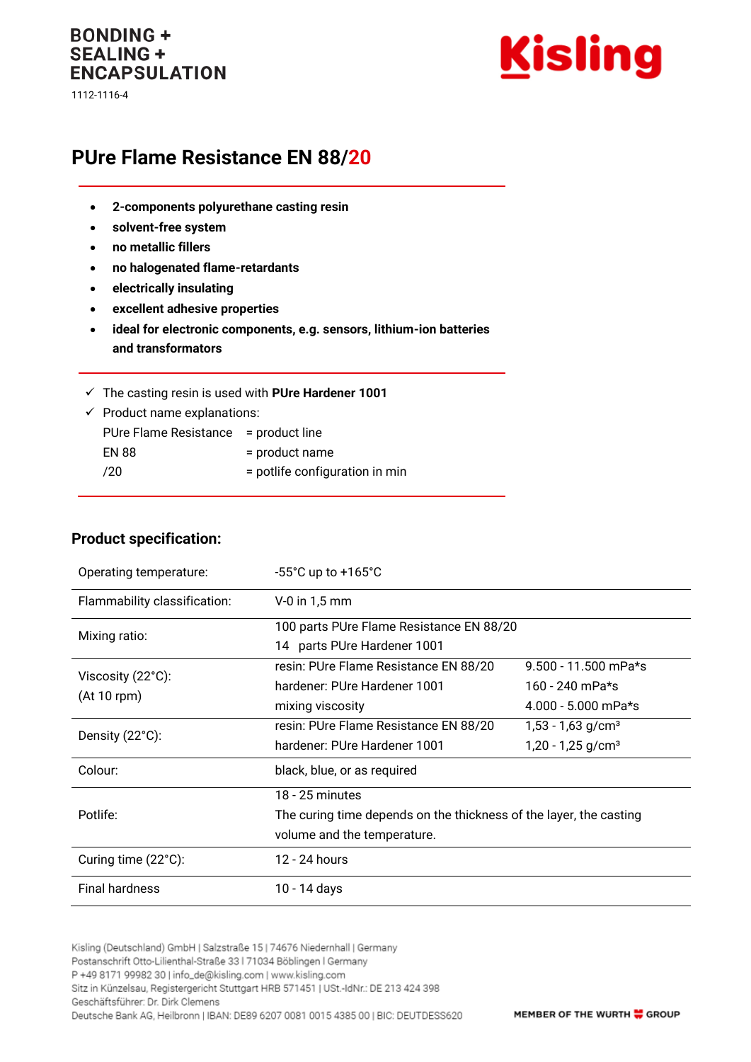BONDING +
SEALING +
ENCAPSULATION

1112-1116-4

Kisling

# PUre Flame Resistance EN 88/20

- **2-components polyurethane casting resin**
- **solvent-free system**
- **no metallic fillers**
- **no halogenated flame-retardants**
- **electrically insulating**
- **excellent adhesive properties**
- **ideal for electronic components, e.g. sensors, lithium-ion batteries and transformators**

✓ The casting resin is used with **PUre Hardener 1001**

✓ Product name explanations:

| | |
|---|---|
| PUre Flame Resistance | = product line |
| EN 88 | = product name |
| /20 | = potlife configuration in min |

## Product specification:

| | | |
|---|---|---|
| Operating temperature: | -55°C up to +165°C | |
| Flammability classification: | V-0 in 1,5 mm | |
| Mixing ratio: | 100 parts PUre Flame Resistance EN 88/20<br>14 parts PUre Hardener 1001 | |
| Viscosity (22°C):<br>(At 10 rpm) | resin: PUre Flame Resistance EN 88/20<br>hardener: PUre Hardener 1001<br>mixing viscosity | 9.500 - 11.500 mPa*s<br>160 - 240 mPa*s<br>4.000 - 5.000 mPa*s |
| Density (22°C): | resin: PUre Flame Resistance EN 88/20<br>hardener: PUre Hardener 1001 | 1,53 - 1,63 g/cm³<br>1,20 - 1,25 g/cm³ |
| Colour: | black, blue, or as required | |
| Potlife: | 18 - 25 minutes<br>The curing time depends on the thickness of the layer, the casting volume and the temperature. | |
| Curing time (22°C): | 12 - 24 hours | |
| Final hardness | 10 - 14 days | |

Kisling (Deutschland) GmbH | Salzstraße 15 | 74676 Niedernhall | Germany
Postanschrift Otto-Lilienthal-Straße 33 I 71034 Böblingen I Germany
P +49 8171 99982 30 | info_de@kisling.com | www.kisling.com
Sitz in Künzelsau, Registergericht Stuttgart HRB 571451 | USt.-IdNr.: DE 213 424 398
Geschäftsführer: Dr. Dirk Clemens
Deutsche Bank AG, Heilbronn | IBAN: DE89 6207 0081 0015 4385 00 | BIC: DEUTDESS620

MEMBER OF THE WURTH GROUP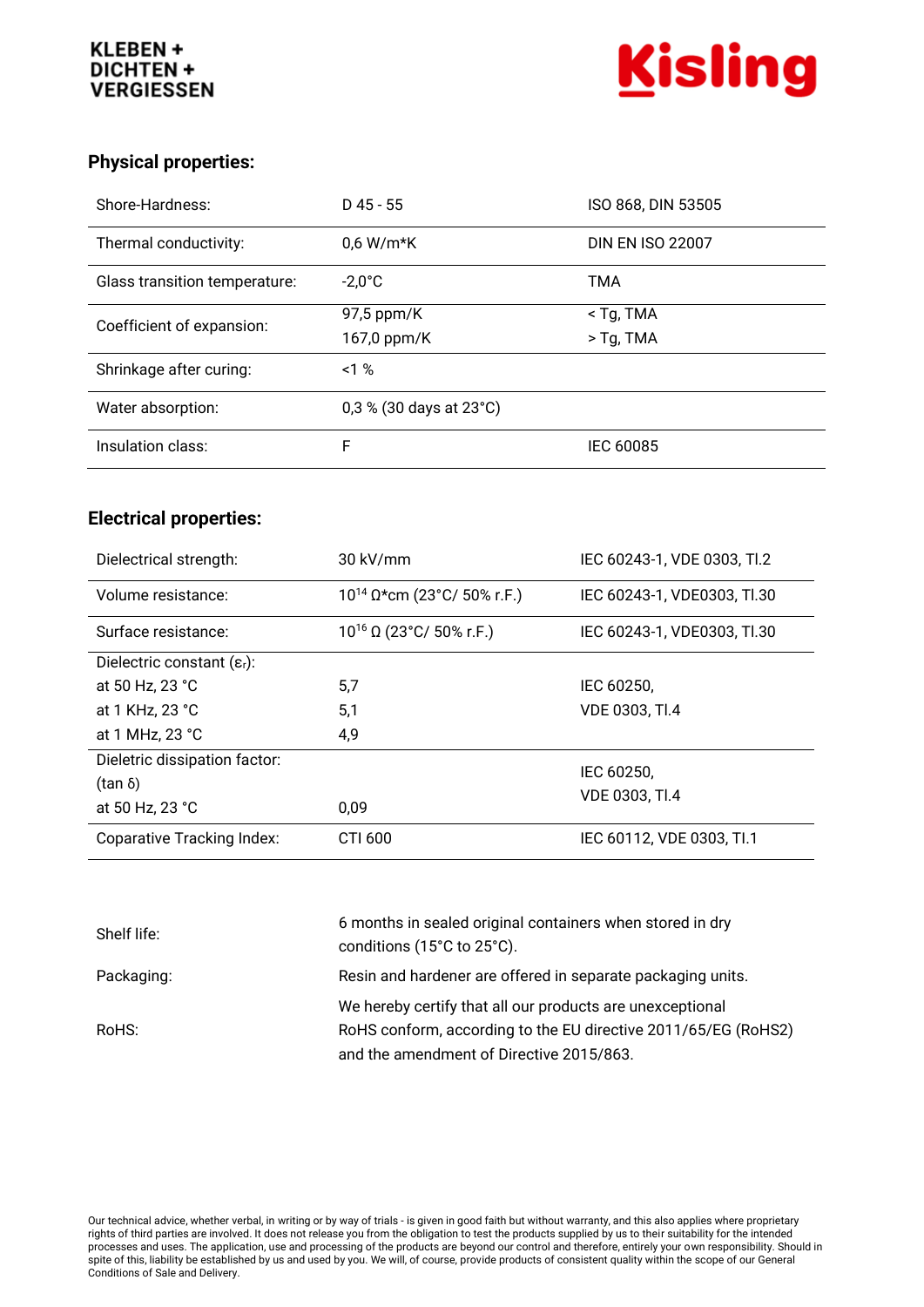## Physical properties:

| | | |
|---|---|---|
| Shore-Hardness: | D 45 - 55 | ISO 868, DIN 53505 |
| Thermal conductivity: | 0,6 W/m*K | DIN EN ISO 22007 |
| Glass transition temperature: | -2,0°C | TMA |
| Coefficient of expansion: | 97,5 ppm/K<br>167,0 ppm/K | < Tg, TMA<br>> Tg, TMA |
| Shrinkage after curing: | <1 % | |
| Water absorption: | 0,3 % (30 days at 23°C) | |
| Insulation class: | F | IEC 60085 |

## Electrical properties:

| | | |
|---|---|---|
| Dielectrical strength: | 30 kV/mm | IEC 60243-1, VDE 0303, Tl.2 |
| Volume resistance: | $10^{14}$ Ω*cm (23°C/ 50% r.F.) | IEC 60243-1, VDE0303, Tl.30 |
| Surface resistance: | $10^{16}$ Ω (23°C/ 50% r.F.) | IEC 60243-1, VDE0303, Tl.30 |
| Dielectric constant ($\varepsilon_r$):<br>at 50 Hz, 23 °C<br>at 1 KHz, 23 °C<br>at 1 MHz, 23 °C | <br>5,7<br>5,1<br>4,9 | IEC 60250,<br>VDE 0303, Tl.4 |
| Dieletric dissipation factor:<br>(tan δ)<br>at 50 Hz, 23 °C | <br><br>0,09 | IEC 60250,<br>VDE 0303, Tl.4 |
| Coparative Tracking Index: | CTI 600 | IEC 60112, VDE 0303, Tl.1 |

| | |
|---|---|
| Shelf life: | 6 months in sealed original containers when stored in dry conditions (15°C to 25°C). |
| Packaging: | Resin and hardener are offered in separate packaging units. |
| RoHS: | We hereby certify that all our products are unexceptional RoHS conform, according to the EU directive 2011/65/EG (RoHS2) and the amendment of Directive 2015/863. |

Our technical advice, whether verbal, in writing or by way of trials - is given in good faith but without warranty, and this also applies where proprietary rights of third parties are involved. It does not release you from the obligation to test the products supplied by us to their suitability for the intended processes and uses. The application, use and processing of the products are beyond our control and therefore, entirely your own responsibility. Should in spite of this, liability be established by us and used by you. We will, of course, provide products of consistent quality within the scope of our General Conditions of Sale and Delivery.